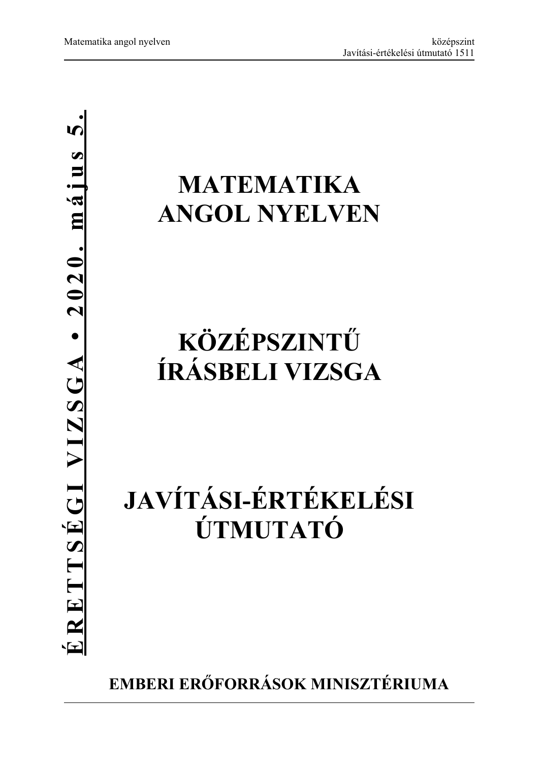**ÉRETTSÉGI VIZSGA • 2020. május 5.**

# MATEMATIKA ANGOL NYELVEN

# KÖZÉPSZINTŰ ÍRÁSBELI VIZSGA

# JAVÍTÁSI-ÉRTÉKELÉSI ÚTMUTATÓ

**EMBERI ERŐFORRÁSOK MINISZTÉRIUMA**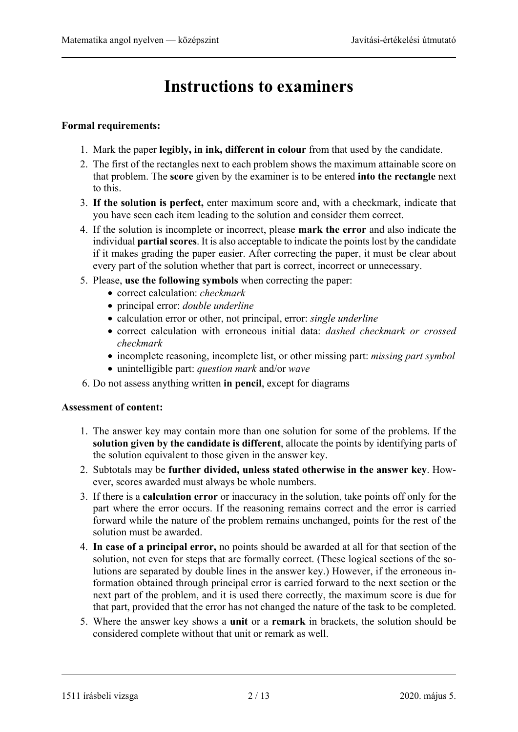# Instructions to examiners

**Formal requirements:**

1. Mark the paper **legibly, in ink, different in colour** from that used by the candidate.
2. The first of the rectangles next to each problem shows the maximum attainable score on that problem. The **score** given by the examiner is to be entered **into the rectangle** next to this.
3. **If the solution is perfect,** enter maximum score and, with a checkmark, indicate that you have seen each item leading to the solution and consider them correct.
4. If the solution is incomplete or incorrect, please **mark the error** and also indicate the individual **partial scores**. It is also acceptable to indicate the points lost by the candidate if it makes grading the paper easier. After correcting the paper, it must be clear about every part of the solution whether that part is correct, incorrect or unnecessary.
5. Please, **use the following symbols** when correcting the paper:
   - correct calculation: *checkmark*
   - principal error: *double underline*
   - calculation error or other, not principal, error: *single underline*
   - correct calculation with erroneous initial data: *dashed checkmark or crossed checkmark*
   - incomplete reasoning, incomplete list, or other missing part: *missing part symbol*
   - unintelligible part: *question mark* and/or *wave*
6. Do not assess anything written **in pencil**, except for diagrams

**Assessment of content:**

1. The answer key may contain more than one solution for some of the problems. If the **solution given by the candidate is different**, allocate the points by identifying parts of the solution equivalent to those given in the answer key.
2. Subtotals may be **further divided, unless stated otherwise in the answer key**. However, scores awarded must always be whole numbers.
3. If there is a **calculation error** or inaccuracy in the solution, take points off only for the part where the error occurs. If the reasoning remains correct and the error is carried forward while the nature of the problem remains unchanged, points for the rest of the solution must be awarded.
4. **In case of a principal error,** no points should be awarded at all for that section of the solution, not even for steps that are formally correct. (These logical sections of the solutions are separated by double lines in the answer key.) However, if the erroneous information obtained through principal error is carried forward to the next section or the next part of the problem, and it is used there correctly, the maximum score is due for that part, provided that the error has not changed the nature of the task to be completed.
5. Where the answer key shows a **unit** or a **remark** in brackets, the solution should be considered complete without that unit or remark as well.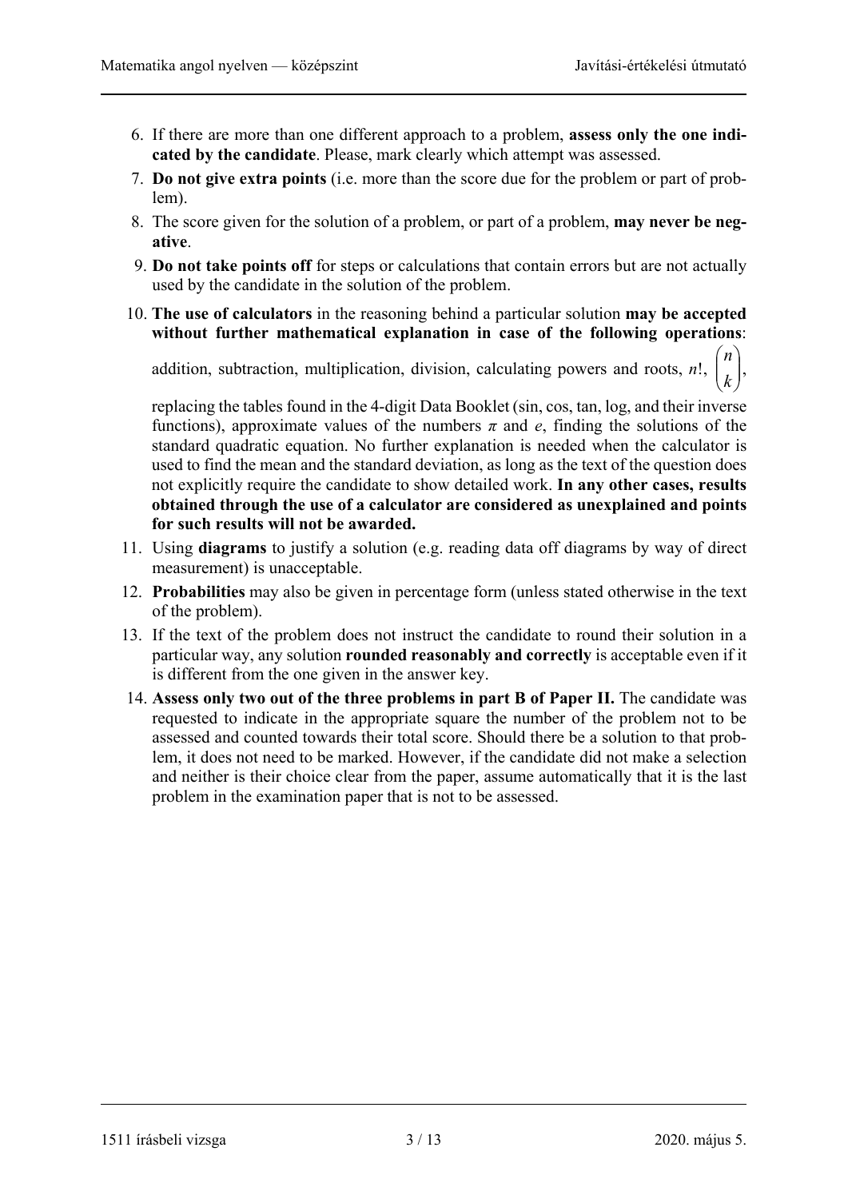6. If there are more than one different approach to a problem, **assess only the one indicated by the candidate**. Please, mark clearly which attempt was assessed.
7. **Do not give extra points** (i.e. more than the score due for the problem or part of problem).
8. The score given for the solution of a problem, or part of a problem, **may never be negative**.
9. **Do not take points off** for steps or calculations that contain errors but are not actually used by the candidate in the solution of the problem.
10. **The use of calculators** in the reasoning behind a particular solution **may be accepted without further mathematical explanation in case of the following operations**: addition, subtraction, multiplication, division, calculating powers and roots, $n!$, $\binom{n}{k}$, replacing the tables found in the 4-digit Data Booklet (sin, cos, tan, log, and their inverse functions), approximate values of the numbers $\pi$ and $e$, finding the solutions of the standard quadratic equation. No further explanation is needed when the calculator is used to find the mean and the standard deviation, as long as the text of the question does not explicitly require the candidate to show detailed work. **In any other cases, results obtained through the use of a calculator are considered as unexplained and points for such results will not be awarded.**
11. Using **diagrams** to justify a solution (e.g. reading data off diagrams by way of direct measurement) is unacceptable.
12. **Probabilities** may also be given in percentage form (unless stated otherwise in the text of the problem).
13. If the text of the problem does not instruct the candidate to round their solution in a particular way, any solution **rounded reasonably and correctly** is acceptable even if it is different from the one given in the answer key.
14. **Assess only two out of the three problems in part B of Paper II.** The candidate was requested to indicate in the appropriate square the number of the problem not to be assessed and counted towards their total score. Should there be a solution to that problem, it does not need to be marked. However, if the candidate did not make a selection and neither is their choice clear from the paper, assume automatically that it is the last problem in the examination paper that is not to be assessed.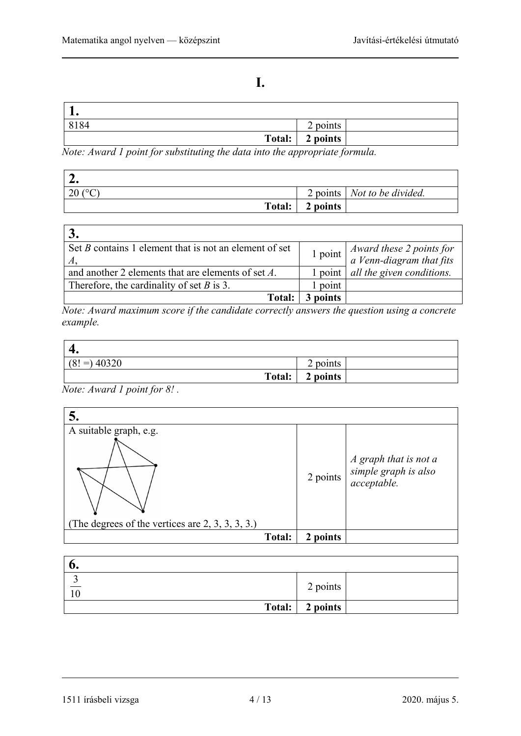# I.

| 1. | | |
|---|---|---|
| 8184 | 2 points | |
| **Total:** | **2 points** | |

*Note: Award 1 point for substituting the data into the appropriate formula.*

| 2. | | |
|---|---|---|
| 20 (°C) | 2 points | *Not to be divided.* |
| **Total:** | **2 points** | |

| 3. | | |
|---|---|---|
| Set $B$ contains 1 element that is not an element of set $A$, | 1 point | *Award these 2 points for a Venn-diagram that fits all the given conditions.* |
| and another 2 elements that are elements of set $A$. | 1 point | |
| Therefore, the cardinality of set $B$ is 3. | 1 point | |
| **Total:** | **3 points** | |

*Note: Award maximum score if the candidate correctly answers the question using a concrete example.*

| 4. | | |
|---|---|---|
| $(8! =)$ 40320 | 2 points | |
| **Total:** | **2 points** | |

*Note: Award 1 point for 8! .*

| 5. | | |
|---|---|---|
| A suitable graph, e.g. (The degrees of the vertices are 2, 3, 3, 3, 3.) | 2 points | *A graph that is not a simple graph is also acceptable.* |
| **Total:** | **2 points** | |

| 6. | | |
|---|---|---|
| $\frac{3}{10}$ | 2 points | |
| **Total:** | **2 points** | |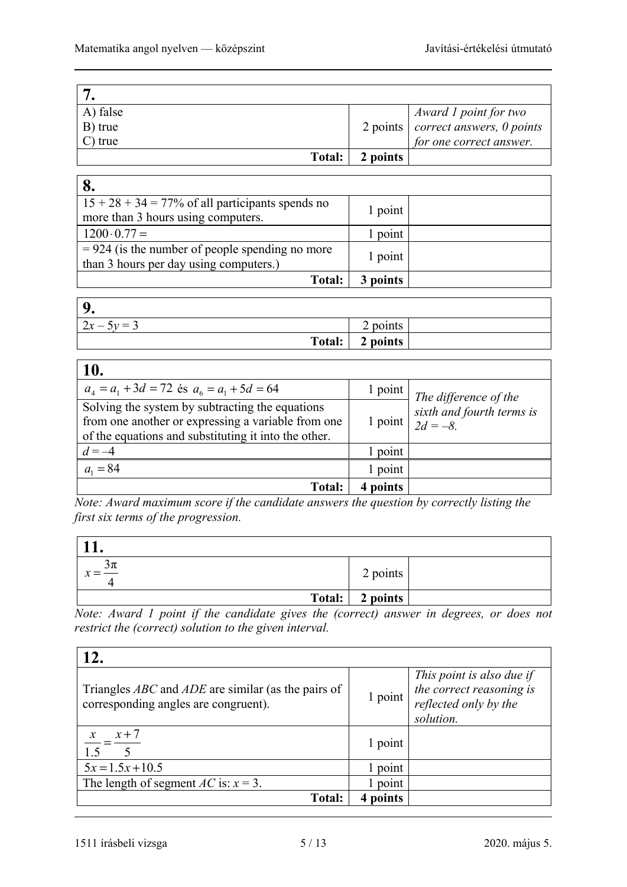| **7.** | | |
|---|---|---|
| A) false<br>B) true<br>C) true | 2 points | *Award 1 point for two correct answers, 0 points for one correct answer.* |
| **Total:** | **2 points** | |

| **8.** | | |
|---|---|---|
| 15 + 28 + 34 = 77% of all participants spends no more than 3 hours using computers. | 1 point | |
| $1200 \cdot 0.77 =$ | 1 point | |
| = 924 (is the number of people spending no more than 3 hours per day using computers.) | 1 point | |
| **Total:** | **3 points** | |

| **9.** | | |
|---|---|---|
| $2x - 5y = 3$ | 2 points | |
| **Total:** | **2 points** | |

| **10.** | | |
|---|---|---|
| $a_4 = a_1 + 3d = 72$ és $a_6 = a_1 + 5d = 64$ | 1 point | *The difference of the sixth and fourth terms is $2d = -8$.* |
| Solving the system by subtracting the equations from one another or expressing a variable from one of the equations and substituting it into the other. | 1 point | |
| $d = -4$ | 1 point | |
| $a_1 = 84$ | 1 point | |
| **Total:** | **4 points** | |

*Note: Award maximum score if the candidate answers the question by correctly listing the first six terms of the progression.*

| **11.** | | |
|---|---|---|
| $x = \frac{3\pi}{4}$ | 2 points | |
| **Total:** | **2 points** | |

*Note: Award 1 point if the candidate gives the (correct) answer in degrees, or does not restrict the (correct) solution to the given interval.*

| **12.** | | |
|---|---|---|
| Triangles *ABC* and *ADE* are similar (as the pairs of corresponding angles are congruent). | 1 point | *This point is also due if the correct reasoning is reflected only by the solution.* |
| $\frac{x}{1.5} = \frac{x+7}{5}$ | 1 point | |
| $5x = 1.5x + 10.5$ | 1 point | |
| The length of segment *AC* is: $x = 3$. | 1 point | |
| **Total:** | **4 points** | |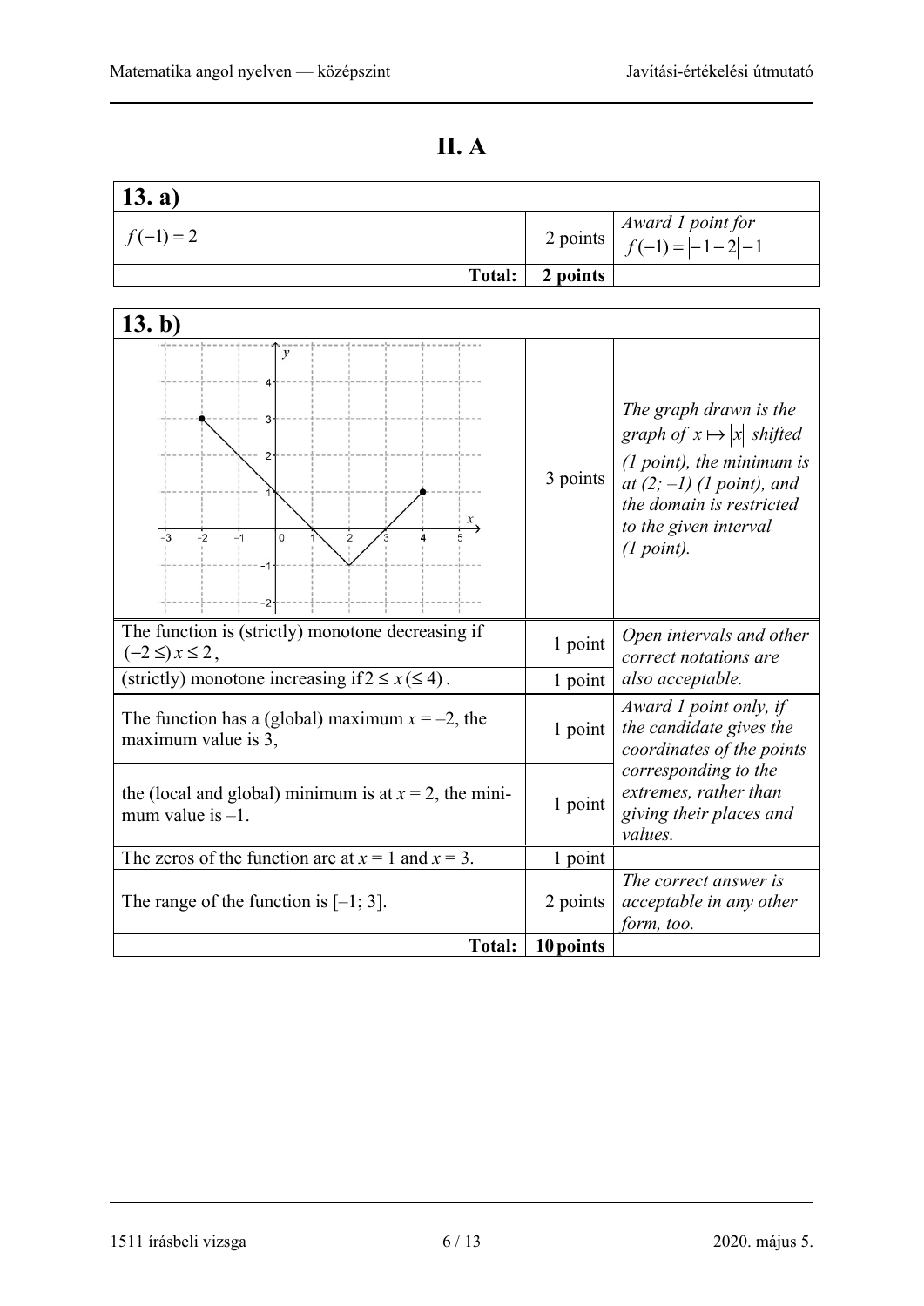# II. A

| 13. a) | | |
|---|---|---|
| $f(-1) = 2$ | 2 points | *Award 1 point for* $f(-1) = \|-1-2\| - 1$ |
| **Total:** | **2 points** | |

| 13. b) | | |
|---|---|---|
| | 3 points | *The graph drawn is the graph of* $x \mapsto \|x\|$ *shifted (1 point), the minimum is at (2; –1) (1 point), and the domain is restricted to the given interval (1 point).* |
| The function is (strictly) monotone decreasing if $(-2 \leq)\, x \leq 2$, | 1 point | *Open intervals and other correct notations are also acceptable.* |
| (strictly) monotone increasing if $2 \leq x\, (\leq 4)$. | 1 point | |
| The function has a (global) maximum $x = -2$, the maximum value is 3, | 1 point | *Award 1 point only, if the candidate gives the coordinates of the points corresponding to the extremes, rather than giving their places and values.* |
| the (local and global) minimum is at $x = 2$, the minimum value is –1. | 1 point | |
| The zeros of the function are at $x = 1$ and $x = 3$. | 1 point | |
| The range of the function is [–1; 3]. | 2 points | *The correct answer is acceptable in any other form, too.* |
| **Total:** | **10 points** | |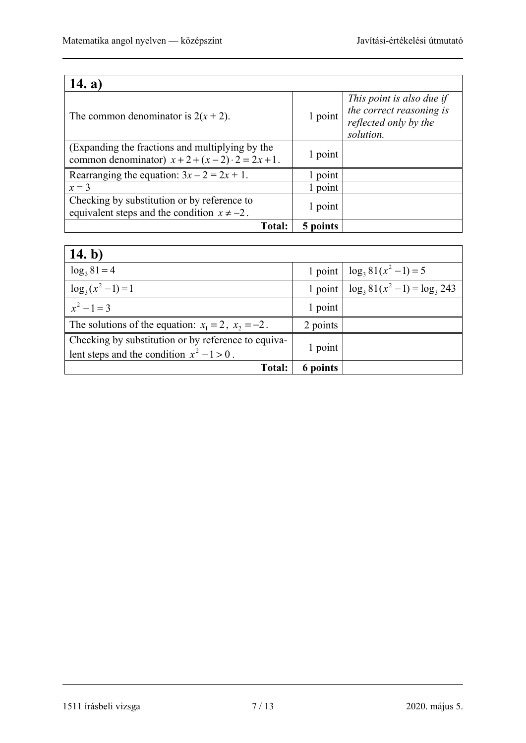| **14. a)** | | |
|---|---|---|
| The common denominator is $2(x + 2)$. | 1 point | *This point is also due if the correct reasoning is reflected only by the solution.* |
| (Expanding the fractions and multiplying by the common denominator) $x+2+(x-2)\cdot 2 = 2x+1$. | 1 point | |
| Rearranging the equation: $3x - 2 = 2x + 1$. | 1 point | |
| $x = 3$ | 1 point | |
| Checking by substitution or by reference to equivalent steps and the condition $x \neq -2$. | 1 point | |
| **Total:** | **5 points** | |

| **14. b)** | | |
|---|---|---|
| $\log_3 81 = 4$ | 1 point | $\log_3 81(x^2-1) = 5$ |
| $\log_3 (x^2 - 1) = 1$ | 1 point | $\log_3 81(x^2-1) = \log_3 243$ |
| $x^2 - 1 = 3$ | 1 point | |
| The solutions of the equation: $x_1 = 2$, $x_2 = -2$. | 2 points | |
| Checking by substitution or by reference to equivalent steps and the condition $x^2 - 1 > 0$. | 1 point | |
| **Total:** | **6 points** | |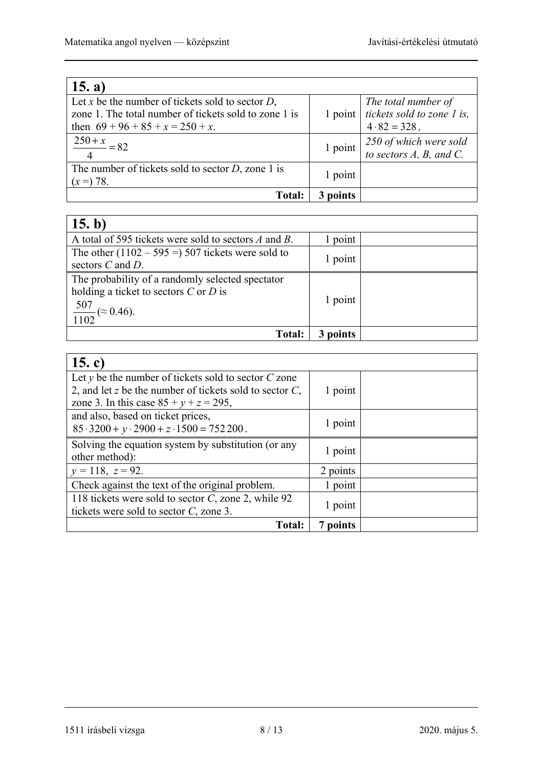| **15. a)** | | |
|---|---|---|
| Let $x$ be the number of tickets sold to sector $D$, zone 1. The total number of tickets sold to zone 1 is then $69 + 96 + 85 + x = 250 + x$. | 1 point | *The total number of tickets sold to zone 1 is,* $4 \cdot 82 = 328$, |
| $\frac{250+x}{4} = 82$ | 1 point | *250 of which were sold to sectors A, B, and C.* |
| The number of tickets sold to sector $D$, zone 1 is ($x =$) 78. | 1 point | |
| **Total:** | **3 points** | |

| **15. b)** | | |
|---|---|---|
| A total of 595 tickets were sold to sectors $A$ and $B$. | 1 point | |
| The other ($1102 - 595 =$) 507 tickets were sold to sectors $C$ and $D$. | 1 point | |
| The probability of a randomly selected spectator holding a ticket to sectors $C$ or $D$ is $\frac{507}{1102}$ ($\approx 0.46$). | 1 point | |
| **Total:** | **3 points** | |

| **15. c)** | | |
|---|---|---|
| Let $y$ be the number of tickets sold to sector $C$ zone 2, and let $z$ be the number of tickets sold to sector $C$, zone 3. In this case $85 + y + z = 295$, | 1 point | |
| and also, based on ticket prices, $85 \cdot 3200 + y \cdot 2900 + z \cdot 1500 = 752\,200$. | 1 point | |
| Solving the equation system by substitution (or any other method): | 1 point | |
| $y = 118$, $z = 92$. | 2 points | |
| Check against the text of the original problem. | 1 point | |
| 118 tickets were sold to sector $C$, zone 2, while 92 tickets were sold to sector $C$, zone 3. | 1 point | |
| **Total:** | **7 points** | |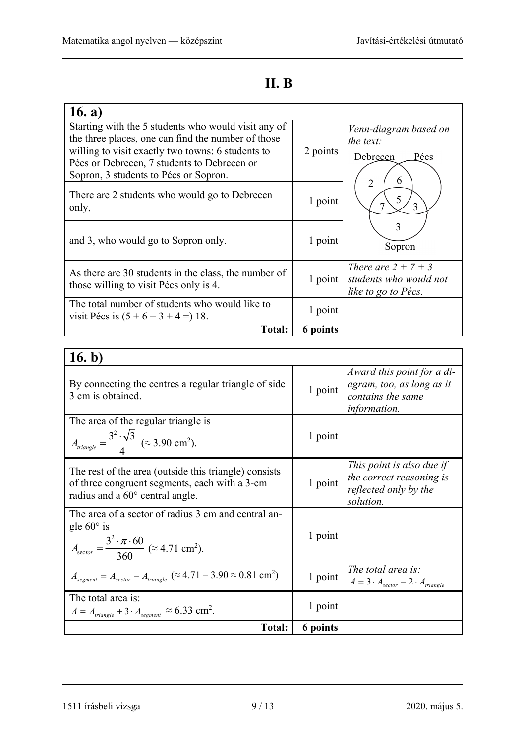## II. B

| 16. a) | | |
|---|---|---|
| Starting with the 5 students who would visit any of the three places, one can find the number of those willing to visit exactly two towns: 6 students to Pécs or Debrecen, 7 students to Debrecen or Sopron, 3 students to Pécs or Sopron. | 2 points | *Venn-diagram based on the text:* Debrecen, Pécs, Sopron (2, 6, 5, 7, 3, 3) |
| There are 2 students who would go to Debrecen only, | 1 point | |
| and 3, who would go to Sopron only. | 1 point | |
| As there are 30 students in the class, the number of those willing to visit Pécs only is 4. | 1 point | *There are 2 + 7 + 3 students who would not like to go to Pécs.* |
| The total number of students who would like to visit Pécs is (5 + 6 + 3 + 4 =) 18. | 1 point | |
| **Total:** | **6 points** | |

| 16. b) | | |
|---|---|---|
| By connecting the centres a regular triangle of side 3 cm is obtained. | 1 point | *Award this point for a diagram, too, as long as it contains the same information.* |
| The area of the regular triangle is $A_{triangle} = \frac{3^2 \cdot \sqrt{3}}{4}$ ($\approx 3.90$ cm$^2$). | 1 point | |
| The rest of the area (outside this triangle) consists of three congruent segments, each with a 3-cm radius and a 60° central angle. | 1 point | *This point is also due if the correct reasoning is reflected only by the solution.* |
| The area of a sector of radius 3 cm and central angle 60° is $A_{sector} = \frac{3^2 \cdot \pi \cdot 60}{360}$ ($\approx 4.71$ cm$^2$). | 1 point | |
| $A_{segment} = A_{sector} - A_{triangle}$ ($\approx 4.71 - 3.90 \approx 0.81$ cm$^2$) | 1 point | *The total area is:* $A = 3 \cdot A_{sector} - 2 \cdot A_{triangle}$ |
| The total area is: $A = A_{triangle} + 3 \cdot A_{segment} \approx 6.33$ cm$^2$. | 1 point | |
| **Total:** | **6 points** | |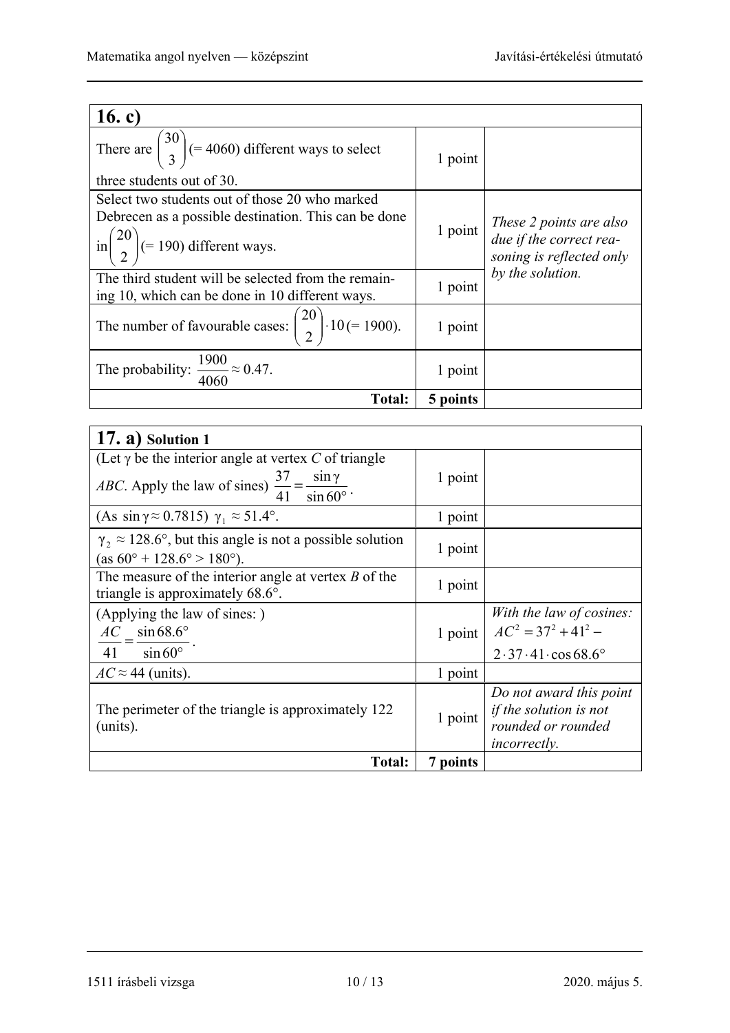| **16. c)** | | |
|---|---|---|
| There are $\binom{30}{3}$ (= 4060) different ways to select three students out of 30. | 1 point | |
| Select two students out of those 20 who marked Debrecen as a possible destination. This can be done in $\binom{20}{2}$ (= 190) different ways. | 1 point | *These 2 points are also due if the correct reasoning is reflected only by the solution.* |
| The third student will be selected from the remaining 10, which can be done in 10 different ways. | 1 point | |
| The number of favourable cases: $\binom{20}{2} \cdot 10$ (= 1900). | 1 point | |
| The probability: $\frac{1900}{4060} \approx 0.47$. | 1 point | |
| **Total:** | **5 points** | |

| **17. a) Solution 1** | | |
|---|---|---|
| (Let $\gamma$ be the interior angle at vertex $C$ of triangle $ABC$. Apply the law of sines) $\frac{37}{41} = \frac{\sin\gamma}{\sin 60°}$. | 1 point | |
| (As $\sin\gamma \approx 0.7815$) $\gamma_1 \approx 51.4°$. | 1 point | |
| $\gamma_2 \approx 128.6°$, but this angle is not a possible solution (as $60° + 128.6° > 180°$). | 1 point | |
| The measure of the interior angle at vertex $B$ of the triangle is approximately 68.6°. | 1 point | |
| (Applying the law of sines: ) $\frac{AC}{41} = \frac{\sin 68.6°}{\sin 60°}$. | 1 point | *With the law of cosines:* $AC^2 = 37^2 + 41^2 - 2 \cdot 37 \cdot 41 \cdot \cos 68.6°$ |
| $AC \approx 44$ (units). | 1 point | |
| The perimeter of the triangle is approximately 122 (units). | 1 point | *Do not award this point if the solution is not rounded or rounded incorrectly.* |
| **Total:** | **7 points** | |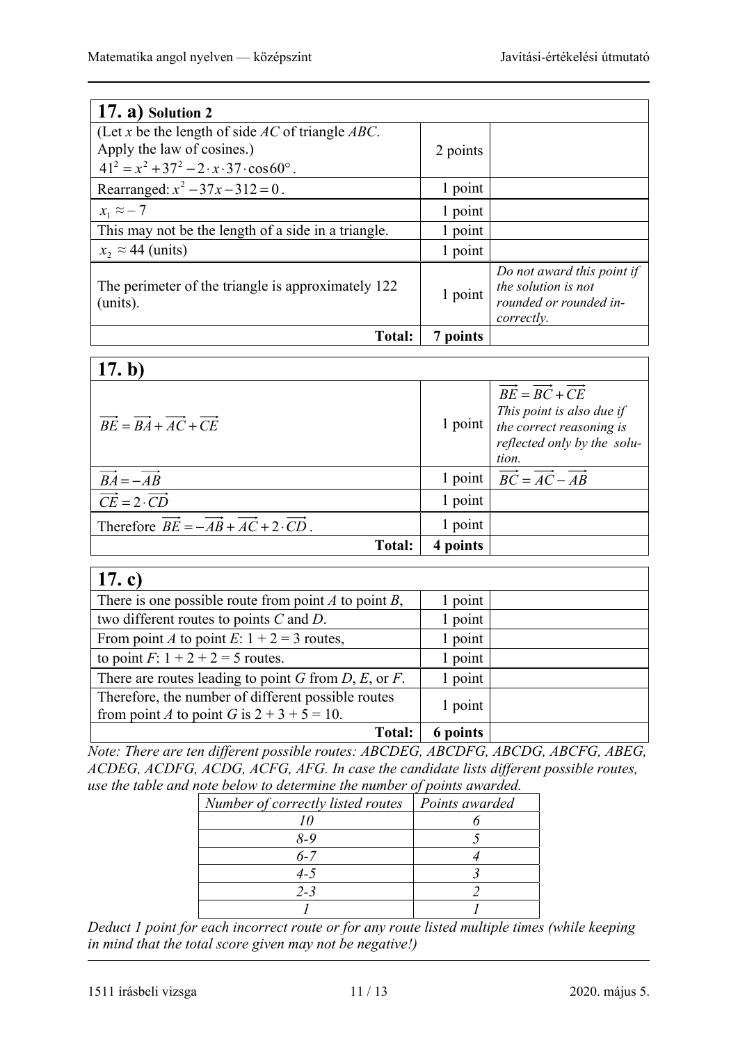| **17. a)** Solution 2 | | |
|---|---|---|
| (Let $x$ be the length of side $AC$ of triangle $ABC$. Apply the law of cosines.) $41^2 = x^2 + 37^2 - 2 \cdot x \cdot 37 \cdot \cos 60°$. | 2 points | |
| Rearranged: $x^2 - 37x - 312 = 0$. | 1 point | |
| $x_1 \approx -7$ | 1 point | |
| This may not be the length of a side in a triangle. | 1 point | |
| $x_2 \approx 44$ (units) | 1 point | |
| The perimeter of the triangle is approximately 122 (units). | 1 point | *Do not award this point if the solution is not rounded or rounded incorrectly.* |
| **Total:** | **7 points** | |

| **17. b)** | | |
|---|---|---|
| $\overrightarrow{BE} = \overrightarrow{BA} + \overrightarrow{AC} + \overrightarrow{CE}$ | 1 point | $\overrightarrow{BE} = \overrightarrow{BC} + \overrightarrow{CE}$ *This point is also due if the correct reasoning is reflected only by the solution.* |
| $\overrightarrow{BA} = -\overrightarrow{AB}$ | 1 point | $\overrightarrow{BC} = \overrightarrow{AC} - \overrightarrow{AB}$ |
| $\overrightarrow{CE} = 2 \cdot \overrightarrow{CD}$ | 1 point | |
| Therefore $\overrightarrow{BE} = -\overrightarrow{AB} + \overrightarrow{AC} + 2 \cdot \overrightarrow{CD}$. | 1 point | |
| **Total:** | **4 points** | |

| **17. c)** | | |
|---|---|---|
| There is one possible route from point $A$ to point $B$, | 1 point | |
| two different routes to points $C$ and $D$. | 1 point | |
| From point $A$ to point $E$: 1 + 2 = 3 routes, | 1 point | |
| to point $F$: 1 + 2 + 2 = 5 routes. | 1 point | |
| There are routes leading to point $G$ from $D$, $E$, or $F$. | 1 point | |
| Therefore, the number of different possible routes from point $A$ to point $G$ is 2 + 3 + 5 = 10. | 1 point | |
| **Total:** | **6 points** | |

*Note: There are ten different possible routes: ABCDEG, ABCDFG, ABCDG, ABCFG, ABEG, ACDEG, ACDFG, ACDG, ACFG, AFG. In case the candidate lists different possible routes, use the table and note below to determine the number of points awarded.*

| *Number of correctly listed routes* | *Points awarded* |
|---|---|
| *10* | *6* |
| *8-9* | *5* |
| *6-7* | *4* |
| *4-5* | *3* |
| *2-3* | *2* |
| *1* | *1* |

*Deduct 1 point for each incorrect route or for any route listed multiple times (while keeping in mind that the total score given may not be negative!)*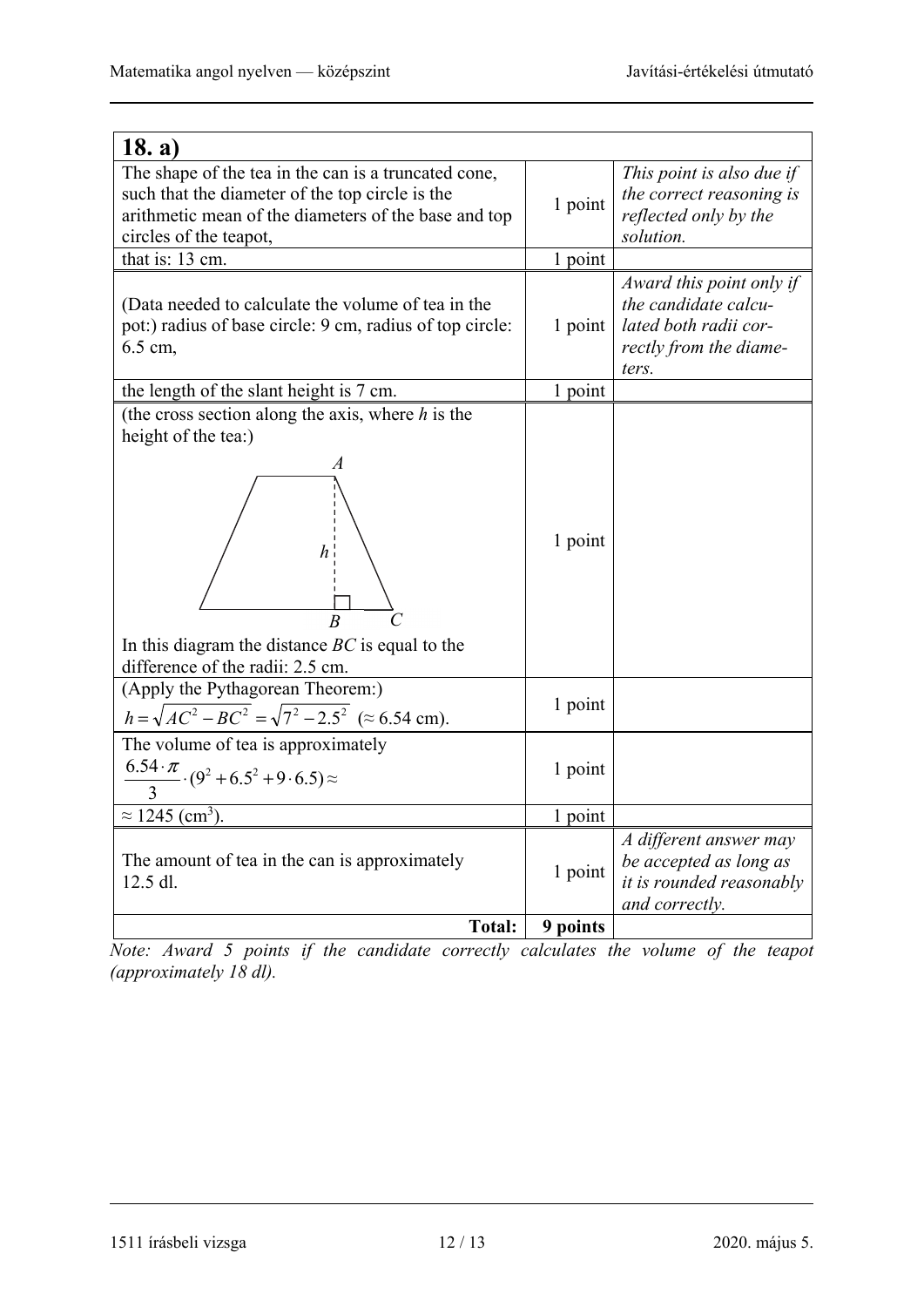| 18. a) | | |
|---|---|---|
| The shape of the tea in the can is a truncated cone, such that the diameter of the top circle is the arithmetic mean of the diameters of the base and top circles of the teapot, | 1 point | *This point is also due if the correct reasoning is reflected only by the solution.* |
| that is: 13 cm. | 1 point | |
| (Data needed to calculate the volume of tea in the pot:) radius of base circle: 9 cm, radius of top circle: 6.5 cm, | 1 point | *Award this point only if the candidate calculated both radii correctly from the diameters.* |
| the length of the slant height is 7 cm. | 1 point | |
| (the cross section along the axis, where $h$ is the height of the tea:) [diagram: trapezoid with points $A$, $B$, $C$ and height $h$] In this diagram the distance $BC$ is equal to the difference of the radii: 2.5 cm. | 1 point | |
| (Apply the Pythagorean Theorem:) $h = \sqrt{AC^2 - BC^2} = \sqrt{7^2 - 2.5^2}$ ($\approx 6.54$ cm). | 1 point | |
| The volume of tea is approximately $\frac{6.54 \cdot \pi}{3} \cdot (9^2 + 6.5^2 + 9 \cdot 6.5) \approx$ | 1 point | |
| $\approx 1245$ (cm$^3$). | 1 point | |
| The amount of tea in the can is approximately 12.5 dl. | 1 point | *A different answer may be accepted as long as it is rounded reasonably and correctly.* |
| **Total:** | **9 points** | |

*Note: Award 5 points if the candidate correctly calculates the volume of the teapot (approximately 18 dl).*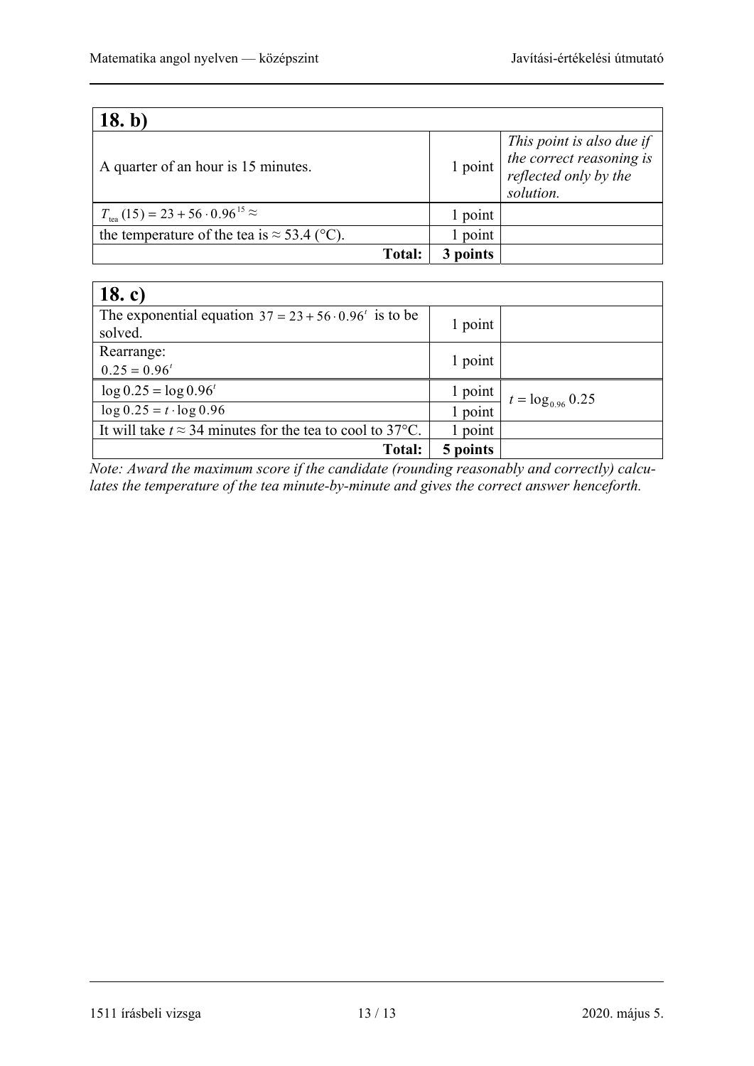| 18. b) | | |
|---|---|---|
| A quarter of an hour is 15 minutes. | 1 point | *This point is also due if the correct reasoning is reflected only by the solution.* |
| $T_{\text{tea}}(15) = 23 + 56 \cdot 0.96^{15} \approx$ | 1 point | |
| the temperature of the tea is $\approx 53.4$ (°C). | 1 point | |
| **Total:** | **3 points** | |

| 18. c) | | |
|---|---|---|
| The exponential equation $37 = 23 + 56 \cdot 0.96^{t}$ is to be solved. | 1 point | |
| Rearrange: $0.25 = 0.96^{t}$ | 1 point | |
| $\log 0.25 = \log 0.96^{t}$ | 1 point | $t = \log_{0.96} 0.25$ |
| $\log 0.25 = t \cdot \log 0.96$ | 1 point | |
| It will take $t \approx 34$ minutes for the tea to cool to 37°C. | 1 point | |
| **Total:** | **5 points** | |

*Note: Award the maximum score if the candidate (rounding reasonably and correctly) calculates the temperature of the tea minute-by-minute and gives the correct answer henceforth.*